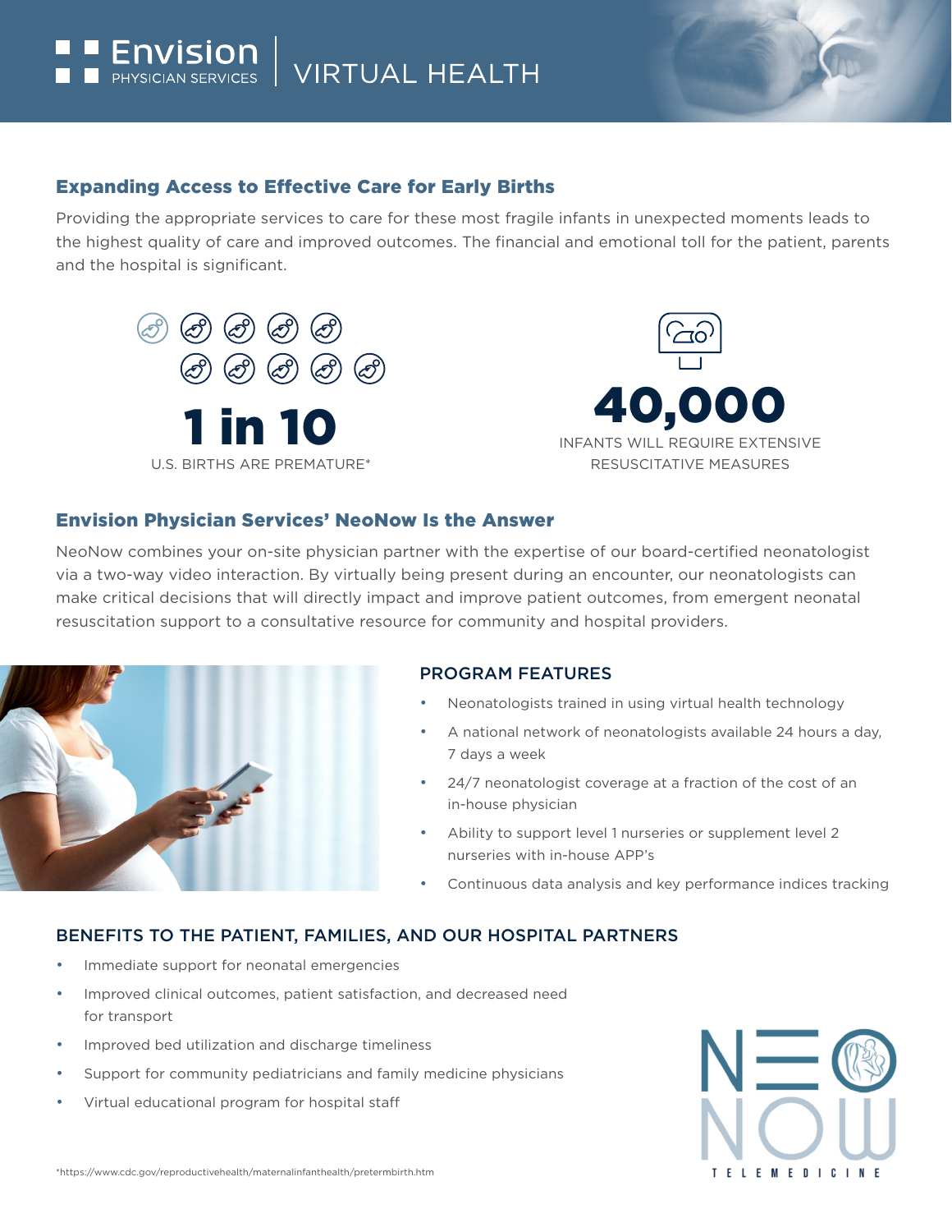Envision PHYSICIAN SERVICES | VIRTUAL HEALTH

## Expanding Access to Effective Care for Early Births

Providing the appropriate services to care for these most fragile infants in unexpected moments leads to the highest quality of care and improved outcomes. The financial and emotional toll for the patient, parents and the hospital is significant.

**1 in 10**
U.S. BIRTHS ARE PREMATURE*

**40,000**
INFANTS WILL REQUIRE EXTENSIVE RESUSCITATIVE MEASURES

## Envision Physician Services' NeoNow Is the Answer

NeoNow combines your on-site physician partner with the expertise of our board-certified neonatologist via a two-way video interaction. By virtually being present during an encounter, our neonatologists can make critical decisions that will directly impact and improve patient outcomes, from emergent neonatal resuscitation support to a consultative resource for community and hospital providers.

### PROGRAM FEATURES

- Neonatologists trained in using virtual health technology
- A national network of neonatologists available 24 hours a day, 7 days a week
- 24/7 neonatologist coverage at a fraction of the cost of an in-house physician
- Ability to support level 1 nurseries or supplement level 2 nurseries with in-house APP's
- Continuous data analysis and key performance indices tracking

### BENEFITS TO THE PATIENT, FAMILIES, AND OUR HOSPITAL PARTNERS

- Immediate support for neonatal emergencies
- Improved clinical outcomes, patient satisfaction, and decreased need for transport
- Improved bed utilization and discharge timeliness
- Support for community pediatricians and family medicine physicians
- Virtual educational program for hospital staff

NEONOW TELEMEDICINE

*https://www.cdc.gov/reproductivehealth/maternalinfanthealth/pretermbirth.htm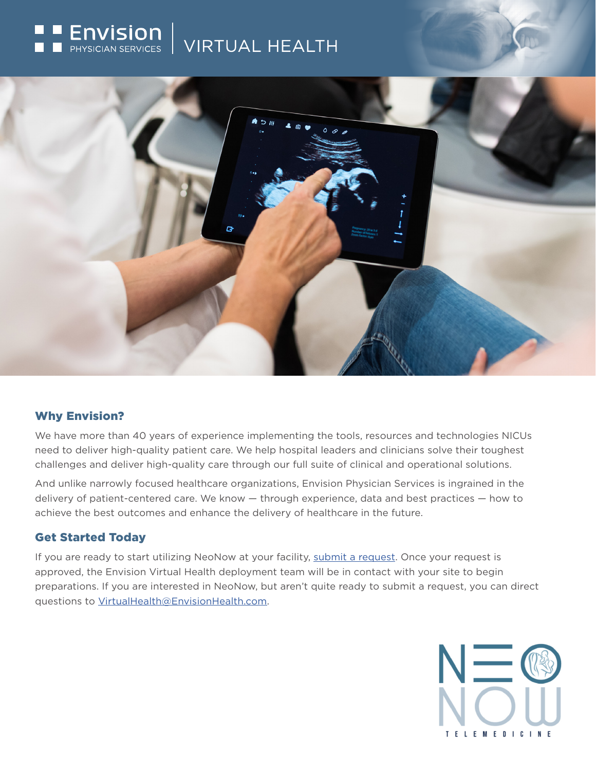## Why Envision?

We have more than 40 years of experience implementing the tools, resources and technologies NICUs need to deliver high-quality patient care. We help hospital leaders and clinicians solve their toughest challenges and deliver high-quality care through our full suite of clinical and operational solutions.

And unlike narrowly focused healthcare organizations, Envision Physician Services is ingrained in the delivery of patient-centered care. We know — through experience, data and best practices — how to achieve the best outcomes and enhance the delivery of healthcare in the future.

## Get Started Today

If you are ready to start utilizing NeoNow at your facility, submit a request. Once your request is approved, the Envision Virtual Health deployment team will be in contact with your site to begin preparations. If you are interested in NeoNow, but aren't quite ready to submit a request, you can direct questions to VirtualHealth@EnvisionHealth.com.